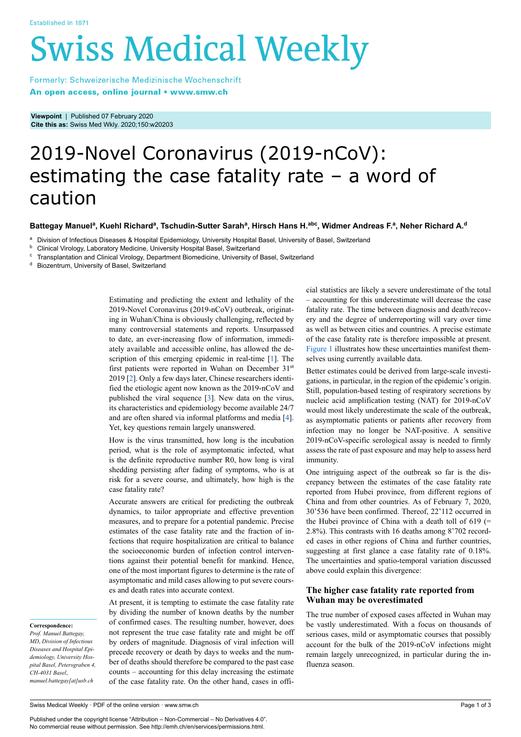Established in 1871

# Swiss Medical Weekly

Formerly: Schweizerische Medizinische Wochenschrift
**An open access, online journal • www.smw.ch**

**Viewpoint** | Published 07 February 2020
**Cite this as:** Swiss Med Wkly. 2020;150:w20203

# 2019-Novel Coronavirus (2019-nCoV): estimating the case fatality rate – a word of caution

**Battegay Manuel[a], Kuehl Richard[a], Tschudin-Sutter Sarah[a], Hirsch Hans H.[abc], Widmer Andreas F.[a], Neher Richard A.[d]**

[a] Division of Infectious Diseases & Hospital Epidemiology, University Hospital Basel, University of Basel, Switzerland
[b] Clinical Virology, Laboratory Medicine, University Hospital Basel, Switzerland
[c] Transplantation and Clinical Virology, Department Biomedicine, University of Basel, Switzerland
[d] Biozentrum, University of Basel, Switzerland

Estimating and predicting the extent and lethality of the 2019-Novel Coronavirus (2019-nCoV) outbreak, originating in Wuhan/China is obviously challenging, reflected by many controversial statements and reports. Unsurpassed to date, an ever-increasing flow of information, immediately available and accessible online, has allowed the description of this emerging epidemic in real-time [1]. The first patients were reported in Wuhan on December 31st 2019 [2]. Only a few days later, Chinese researchers identified the etiologic agent now known as the 2019-nCoV and published the viral sequence [3]. New data on the virus, its characteristics and epidemiology become available 24/7 and are often shared via informal platforms and media [4]. Yet, key questions remain largely unanswered.

How is the virus transmitted, how long is the incubation period, what is the role of asymptomatic infected, what is the definite reproductive number R0, how long is viral shedding persisting after fading of symptoms, who is at risk for a severe course, and ultimately, how high is the case fatality rate?

Accurate answers are critical for predicting the outbreak dynamics, to tailor appropriate and effective prevention measures, and to prepare for a potential pandemic. Precise estimates of the case fatality rate and the fraction of infections that require hospitalization are critical to balance the socioeconomic burden of infection control interventions against their potential benefit for mankind. Hence, one of the most important figures to determine is the rate of asymptomatic and mild cases allowing to put severe courses and death rates into accurate context.

At present, it is tempting to estimate the case fatality rate by dividing the number of known deaths by the number of confirmed cases. The resulting number, however, does not represent the true case fatality rate and might be off by orders of magnitude. Diagnosis of viral infection will precede recovery or death by days to weeks and the number of deaths should therefore be compared to the past case counts – accounting for this delay increasing the estimate of the case fatality rate. On the other hand, cases in official statistics are likely a severe underestimate of the total – accounting for this underestimate will decrease the case fatality rate. The time between diagnosis and death/recovery and the degree of underreporting will vary over time as well as between cities and countries. A precise estimate of the case fatality rate is therefore impossible at present. Figure 1 illustrates how these uncertainties manifest themselves using currently available data.

Better estimates could be derived from large-scale investigations, in particular, in the region of the epidemic's origin. Still, population-based testing of respiratory secretions by nucleic acid amplification testing (NAT) for 2019-nCoV would most likely underestimate the scale of the outbreak, as asymptomatic patients or patients after recovery from infection may no longer be NAT-positive. A sensitive 2019-nCoV-specific serological assay is needed to firmly assess the rate of past exposure and may help to assess herd immunity.

One intriguing aspect of the outbreak so far is the discrepancy between the estimates of the case fatality rate reported from Hubei province, from different regions of China and from other countries. As of February 7, 2020, 30'536 have been confirmed. Thereof, 22'112 occurred in the Hubei province of China with a death toll of 619 (= 2.8%). This contrasts with 16 deaths among 8'702 recorded cases in other regions of China and further countries, suggesting at first glance a case fatality rate of 0.18%. The uncertainties and spatio-temporal variation discussed above could explain this divergence:

## The higher case fatality rate reported from Wuhan may be overestimated

The true number of exposed cases affected in Wuhan may be vastly underestimated. With a focus on thousands of serious cases, mild or asymptomatic courses that possibly account for the bulk of the 2019-nCoV infections might remain largely unrecognized, in particular during the influenza season.

**Correspondence:**
*Prof. Manuel Battegay, MD, Division of Infectious Diseases and Hospital Epidemiology, University Hospital Basel, Petersgraben 4, CH-4031 Basel, manuel.battegay[at]usb.ch*

Published under the copyright license "Attribution – Non-Commercial – No Derivatives 4.0". No commercial reuse without permission. See http://emh.ch/en/services/permissions.html.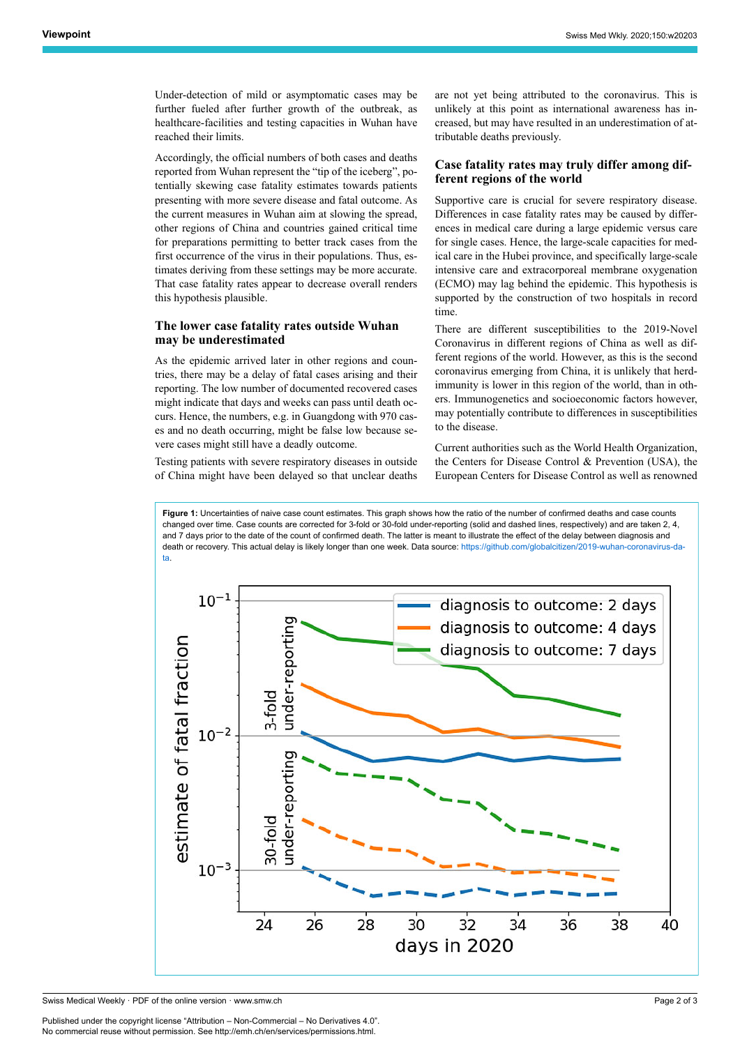Under-detection of mild or asymptomatic cases may be further fueled after further growth of the outbreak, as healthcare-facilities and testing capacities in Wuhan have reached their limits.

Accordingly, the official numbers of both cases and deaths reported from Wuhan represent the "tip of the iceberg", potentially skewing case fatality estimates towards patients presenting with more severe disease and fatal outcome. As the current measures in Wuhan aim at slowing the spread, other regions of China and countries gained critical time for preparations permitting to better track cases from the first occurrence of the virus in their populations. Thus, estimates deriving from these settings may be more accurate. That case fatality rates appear to decrease overall renders this hypothesis plausible.

### The lower case fatality rates outside Wuhan may be underestimated

As the epidemic arrived later in other regions and countries, there may be a delay of fatal cases arising and their reporting. The low number of documented recovered cases might indicate that days and weeks can pass until death occurs. Hence, the numbers, e.g. in Guangdong with 970 cases and no death occurring, might be false low because severe cases might still have a deadly outcome.

Testing patients with severe respiratory diseases in outside of China might have been delayed so that unclear deaths are not yet being attributed to the coronavirus. This is unlikely at this point as international awareness has increased, but may have resulted in an underestimation of attributable deaths previously.

### Case fatality rates may truly differ among different regions of the world

Supportive care is crucial for severe respiratory disease. Differences in case fatality rates may be caused by differences in medical care during a large epidemic versus care for single cases. Hence, the large-scale capacities for medical care in the Hubei province, and specifically large-scale intensive care and extracorporeal membrane oxygenation (ECMO) may lag behind the epidemic. This hypothesis is supported by the construction of two hospitals in record time.

There are different susceptibilities to the 2019-Novel Coronavirus in different regions of China as well as different regions of the world. However, as this is the second coronavirus emerging from China, it is unlikely that herd-immunity is lower in this region of the world, than in others. Immunogenetics and socioeconomic factors however, may potentially contribute to differences in susceptibilities to the disease.

Current authorities such as the World Health Organization, the Centers for Disease Control & Prevention (USA), the European Centers for Disease Control as well as renowned

**Figure 1:** Uncertainties of naive case count estimates. This graph shows how the ratio of the number of confirmed deaths and case counts changed over time. Case counts are corrected for 3-fold or 30-fold under-reporting (solid and dashed lines, respectively) and are taken 2, 4, and 7 days prior to the date of the count of confirmed death. The latter is meant to illustrate the effect of the delay between diagnosis and death or recovery. This actual delay is likely longer than one week. Data source: https://github.com/globalcitizen/2019-wuhan-coronavirus-data.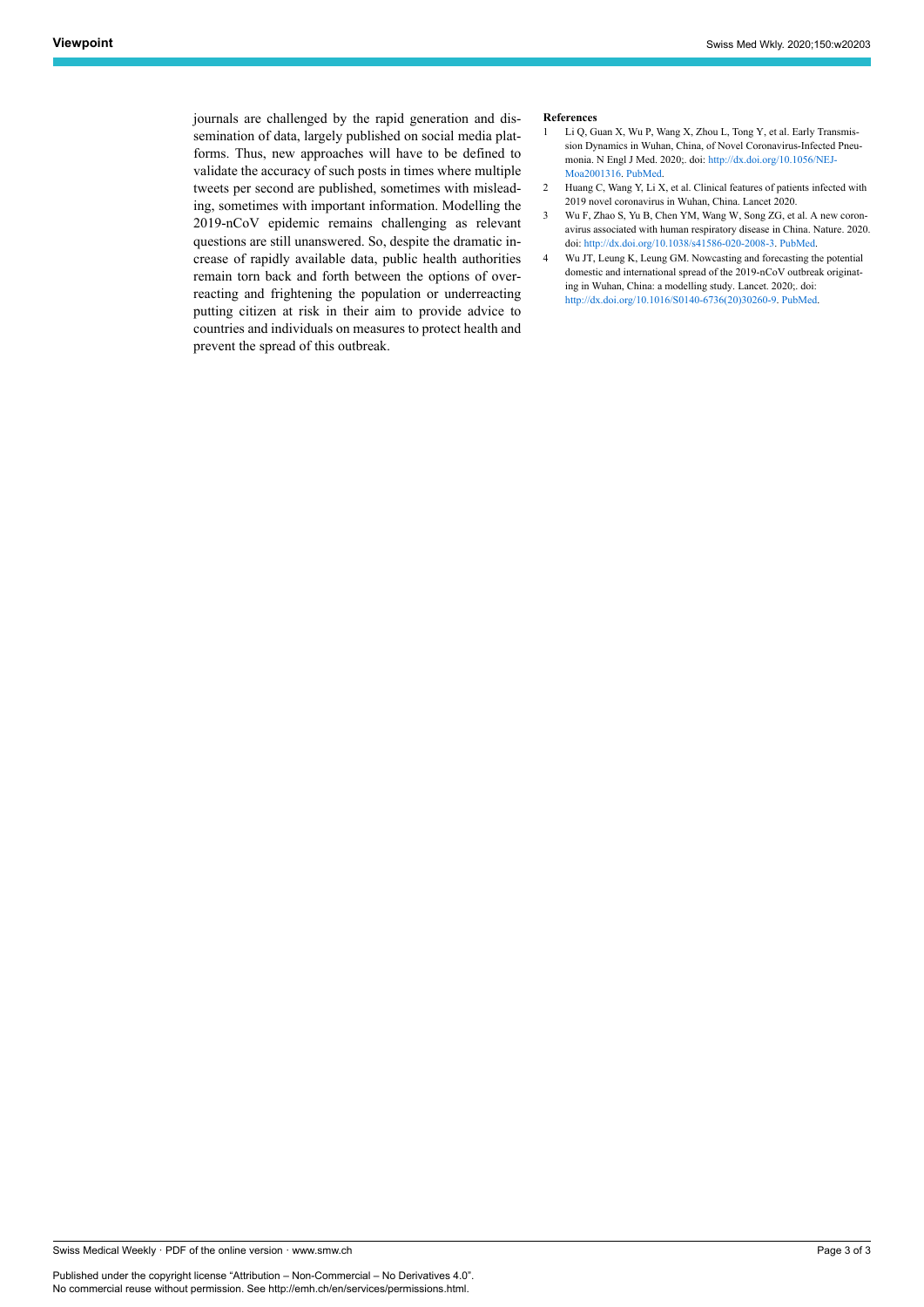journals are challenged by the rapid generation and dissemination of data, largely published on social media platforms. Thus, new approaches will have to be defined to validate the accuracy of such posts in times where multiple tweets per second are published, sometimes with misleading, sometimes with important information. Modelling the 2019-nCoV epidemic remains challenging as relevant questions are still unanswered. So, despite the dramatic increase of rapidly available data, public health authorities remain torn back and forth between the options of overreacting and frightening the population or underreacting putting citizen at risk in their aim to provide advice to countries and individuals on measures to protect health and prevent the spread of this outbreak.

**References**

1. Li Q, Guan X, Wu P, Wang X, Zhou L, Tong Y, et al. Early Transmission Dynamics in Wuhan, China, of Novel Coronavirus-Infected Pneumonia. N Engl J Med. 2020;. doi: http://dx.doi.org/10.1056/NEJMoa2001316. PubMed.
2. Huang C, Wang Y, Li X, et al. Clinical features of patients infected with 2019 novel coronavirus in Wuhan, China. Lancet 2020.
3. Wu F, Zhao S, Yu B, Chen YM, Wang W, Song ZG, et al. A new coronavirus associated with human respiratory disease in China. Nature. 2020. doi: http://dx.doi.org/10.1038/s41586-020-2008-3. PubMed.
4. Wu JT, Leung K, Leung GM. Nowcasting and forecasting the potential domestic and international spread of the 2019-nCoV outbreak originating in Wuhan, China: a modelling study. Lancet. 2020;. doi: http://dx.doi.org/10.1016/S0140-6736(20)30260-9. PubMed.

Published under the copyright license "Attribution – Non-Commercial – No Derivatives 4.0". No commercial reuse without permission. See http://emh.ch/en/services/permissions.html.